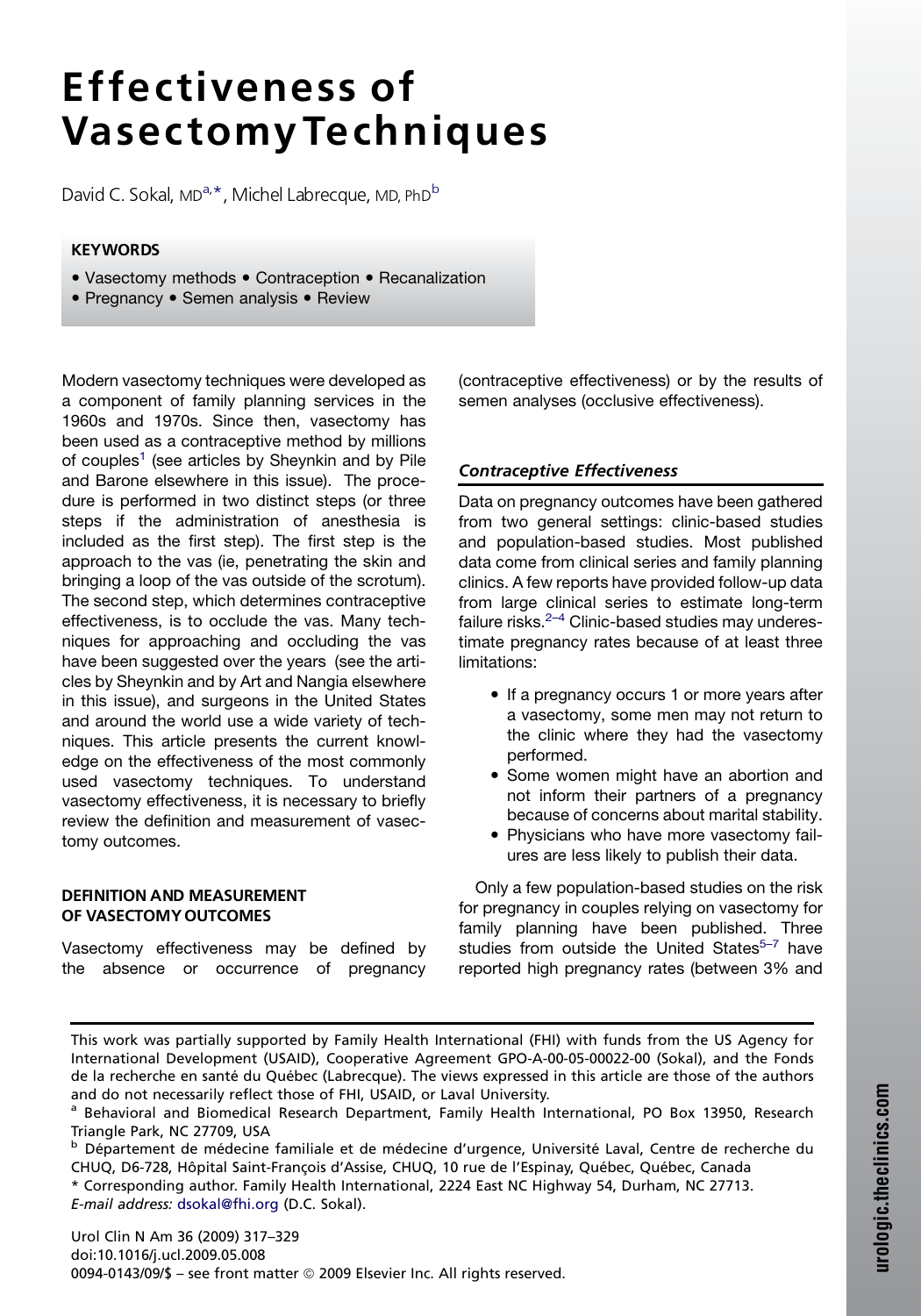# Effectiveness of Vasectomy Techniques

David C. Sokal, MD[a,*], Michel Labrecque, MD, PhD[b]

**KEYWORDS**

- Vasectomy methods • Contraception • Recanalization
- Pregnancy • Semen analysis • Review

Modern vasectomy techniques were developed as a component of family planning services in the 1960s and 1970s. Since then, vasectomy has been used as a contraceptive method by millions of couples[1] (see articles by Sheynkin and by Pile and Barone elsewhere in this issue). The procedure is performed in two distinct steps (or three steps if the administration of anesthesia is included as the first step). The first step is the approach to the vas (ie, penetrating the skin and bringing a loop of the vas outside of the scrotum). The second step, which determines contraceptive effectiveness, is to occlude the vas. Many techniques for approaching and occluding the vas have been suggested over the years (see the articles by Sheynkin and by Art and Nangia elsewhere in this issue), and surgeons in the United States and around the world use a wide variety of techniques. This article presents the current knowledge on the effectiveness of the most commonly used vasectomy techniques. To understand vasectomy effectiveness, it is necessary to briefly review the definition and measurement of vasectomy outcomes.

## DEFINITION AND MEASUREMENT OF VASECTOMY OUTCOMES

Vasectomy effectiveness may be defined by the absence or occurrence of pregnancy (contraceptive effectiveness) or by the results of semen analyses (occlusive effectiveness).

### *Contraceptive Effectiveness*

Data on pregnancy outcomes have been gathered from two general settings: clinic-based studies and population-based studies. Most published data come from clinical series and family planning clinics. A few reports have provided follow-up data from large clinical series to estimate long-term failure risks.[2–4] Clinic-based studies may underestimate pregnancy rates because of at least three limitations:

- If a pregnancy occurs 1 or more years after a vasectomy, some men may not return to the clinic where they had the vasectomy performed.
- Some women might have an abortion and not inform their partners of a pregnancy because of concerns about marital stability.
- Physicians who have more vasectomy failures are less likely to publish their data.

Only a few population-based studies on the risk for pregnancy in couples relying on vasectomy for family planning have been published. Three studies from outside the United States[5–7] have reported high pregnancy rates (between 3% and

This work was partially supported by Family Health International (FHI) with funds from the US Agency for International Development (USAID), Cooperative Agreement GPO-A-00-05-00022-00 (Sokal), and the Fonds de la recherche en santé du Québec (Labrecque). The views expressed in this article are those of the authors and do not necessarily reflect those of FHI, USAID, or Laval University.

[a] Behavioral and Biomedical Research Department, Family Health International, PO Box 13950, Research Triangle Park, NC 27709, USA

[b] Département de médecine familiale et de médecine d'urgence, Université Laval, Centre de recherche du CHUQ, D6-728, Hôpital Saint-François d'Assise, CHUQ, 10 rue de l'Espinay, Québec, Québec, Canada

\* Corresponding author. Family Health International, 2224 East NC Highway 54, Durham, NC 27713.
*E-mail address:* dsokal@fhi.org (D.C. Sokal).

doi:10.1016/j.ucl.2009.05.008
0094-0143/09/$ – see front matter © 2009 Elsevier Inc. All rights reserved.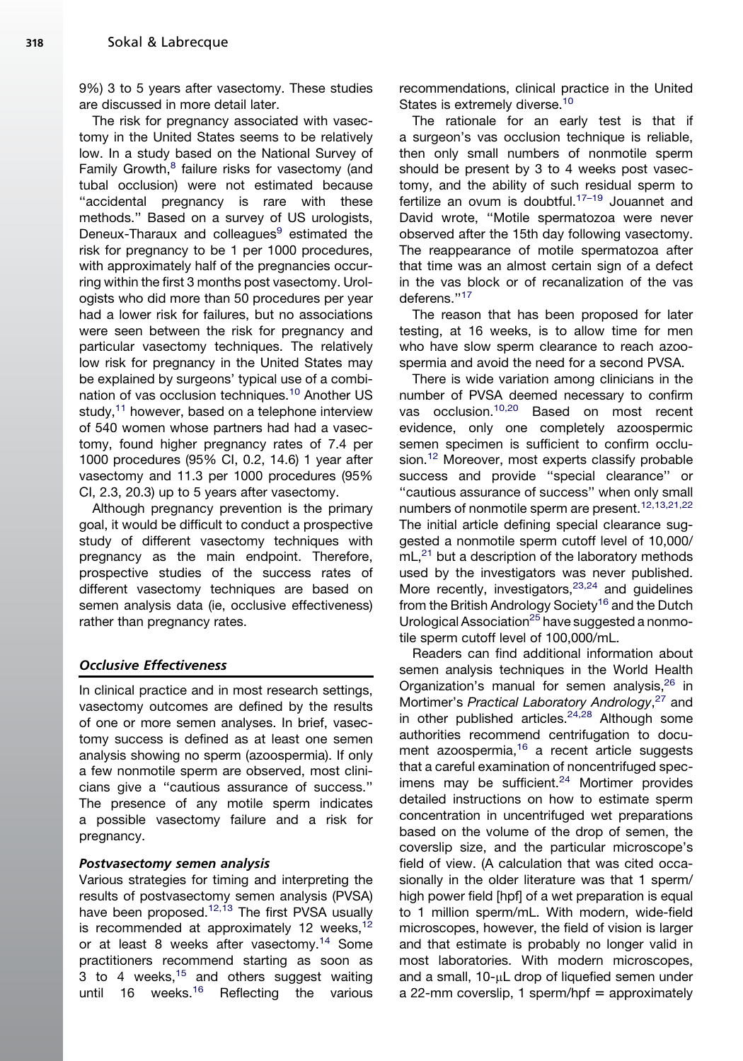9%) 3 to 5 years after vasectomy. These studies are discussed in more detail later.

The risk for pregnancy associated with vasectomy in the United States seems to be relatively low. In a study based on the National Survey of Family Growth,[8] failure risks for vasectomy (and tubal occlusion) were not estimated because "accidental pregnancy is rare with these methods." Based on a survey of US urologists, Deneux-Tharaux and colleagues[9] estimated the risk for pregnancy to be 1 per 1000 procedures, with approximately half of the pregnancies occurring within the first 3 months post vasectomy. Urologists who did more than 50 procedures per year had a lower risk for failures, but no associations were seen between the risk for pregnancy and particular vasectomy techniques. The relatively low risk for pregnancy in the United States may be explained by surgeons' typical use of a combination of vas occlusion techniques.[10] Another US study,[11] however, based on a telephone interview of 540 women whose partners had had a vasectomy, found higher pregnancy rates of 7.4 per 1000 procedures (95% CI, 0.2, 14.6) 1 year after vasectomy and 11.3 per 1000 procedures (95% CI, 2.3, 20.3) up to 5 years after vasectomy.

Although pregnancy prevention is the primary goal, it would be difficult to conduct a prospective study of different vasectomy techniques with pregnancy as the main endpoint. Therefore, prospective studies of the success rates of different vasectomy techniques are based on semen analysis data (ie, occlusive effectiveness) rather than pregnancy rates.

### *Occlusive Effectiveness*

In clinical practice and in most research settings, vasectomy outcomes are defined by the results of one or more semen analyses. In brief, vasectomy success is defined as at least one semen analysis showing no sperm (azoospermia). If only a few nonmotile sperm are observed, most clinicians give a "cautious assurance of success." The presence of any motile sperm indicates a possible vasectomy failure and a risk for pregnancy.

#### *Postvasectomy semen analysis*

Various strategies for timing and interpreting the results of postvasectomy semen analysis (PVSA) have been proposed.[12,13] The first PVSA usually is recommended at approximately 12 weeks,[12] or at least 8 weeks after vasectomy.[14] Some practitioners recommend starting as soon as 3 to 4 weeks,[15] and others suggest waiting until 16 weeks.[16] Reflecting the various recommendations, clinical practice in the United States is extremely diverse.[10]

The rationale for an early test is that if a surgeon's vas occlusion technique is reliable, then only small numbers of nonmotile sperm should be present by 3 to 4 weeks post vasectomy, and the ability of such residual sperm to fertilize an ovum is doubtful.[17–19] Jouannet and David wrote, "Motile spermatozoa were never observed after the 15th day following vasectomy. The reappearance of motile spermatozoa after that time was an almost certain sign of a defect in the vas block or of recanalization of the vas deferens."[17]

The reason that has been proposed for later testing, at 16 weeks, is to allow time for men who have slow sperm clearance to reach azoospermia and avoid the need for a second PVSA.

There is wide variation among clinicians in the number of PVSA deemed necessary to confirm vas occlusion.[10,20] Based on most recent evidence, only one completely azoospermic semen specimen is sufficient to confirm occlusion.[12] Moreover, most experts classify probable success and provide "special clearance" or "cautious assurance of success" when only small numbers of nonmotile sperm are present.[12,13,21,22] The initial article defining special clearance suggested a nonmotile sperm cutoff level of 10,000/mL,[21] but a description of the laboratory methods used by the investigators was never published. More recently, investigators,[23,24] and guidelines from the British Andrology Society[16] and the Dutch Urological Association[25] have suggested a nonmotile sperm cutoff level of 100,000/mL.

Readers can find additional information about semen analysis techniques in the World Health Organization's manual for semen analysis,[26] in Mortimer's *Practical Laboratory Andrology*,[27] and in other published articles.[24,28] Although some authorities recommend centrifugation to document azoospermia,[16] a recent article suggests that a careful examination of noncentrifuged specimens may be sufficient.[24] Mortimer provides detailed instructions on how to estimate sperm concentration in uncentrifuged wet preparations based on the volume of the drop of semen, the coverslip size, and the particular microscope's field of view. (A calculation that was cited occasionally in the older literature was that 1 sperm/high power field [hpf] of a wet preparation is equal to 1 million sperm/mL. With modern, wide-field microscopes, however, the field of vision is larger and that estimate is probably no longer valid in most laboratories. With modern microscopes, and a small, 10-μL drop of liquefied semen under a 22-mm coverslip, 1 sperm/hpf = approximately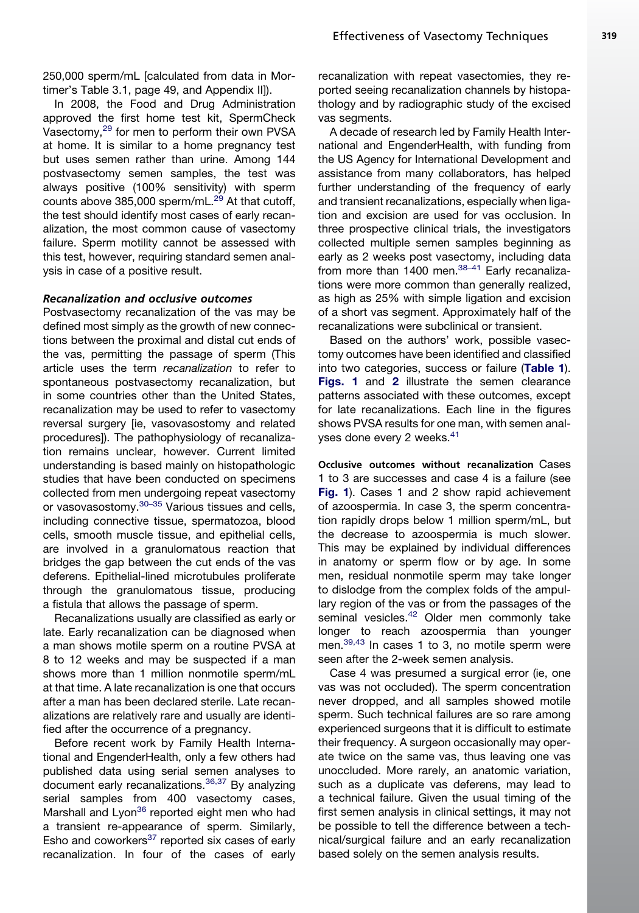250,000 sperm/mL [calculated from data in Mortimer's Table 3.1, page 49, and Appendix II]).

In 2008, the Food and Drug Administration approved the first home test kit, SpermCheck Vasectomy,[29] for men to perform their own PVSA at home. It is similar to a home pregnancy test but uses semen rather than urine. Among 144 postvasectomy semen samples, the test was always positive (100% sensitivity) with sperm counts above 385,000 sperm/mL.[29] At that cutoff, the test should identify most cases of early recanalization, the most common cause of vasectomy failure. Sperm motility cannot be assessed with this test, however, requiring standard semen analysis in case of a positive result.

#### *Recanalization and occlusive outcomes*

Postvasectomy recanalization of the vas may be defined most simply as the growth of new connections between the proximal and distal cut ends of the vas, permitting the passage of sperm (This article uses the term *recanalization* to refer to spontaneous postvasectomy recanalization, but in some countries other than the United States, recanalization may be used to refer to vasectomy reversal surgery [ie, vasovasostomy and related procedures]). The pathophysiology of recanalization remains unclear, however. Current limited understanding is based mainly on histopathologic studies that have been conducted on specimens collected from men undergoing repeat vasectomy or vasovasostomy.[30–35] Various tissues and cells, including connective tissue, spermatozoa, blood cells, smooth muscle tissue, and epithelial cells, are involved in a granulomatous reaction that bridges the gap between the cut ends of the vas deferens. Epithelial-lined microtubules proliferate through the granulomatous tissue, producing a fistula that allows the passage of sperm.

Recanalizations usually are classified as early or late. Early recanalization can be diagnosed when a man shows motile sperm on a routine PVSA at 8 to 12 weeks and may be suspected if a man shows more than 1 million nonmotile sperm/mL at that time. A late recanalization is one that occurs after a man has been declared sterile. Late recanalizations are relatively rare and usually are identified after the occurrence of a pregnancy.

Before recent work by Family Health International and EngenderHealth, only a few others had published data using serial semen analyses to document early recanalizations.[36,37] By analyzing serial samples from 400 vasectomy cases, Marshall and Lyon[36] reported eight men who had a transient re-appearance of sperm. Similarly, Esho and coworkers[37] reported six cases of early recanalization. In four of the cases of early recanalization with repeat vasectomies, they reported seeing recanalization channels by histopathology and by radiographic study of the excised vas segments.

A decade of research led by Family Health International and EngenderHealth, with funding from the US Agency for International Development and assistance from many collaborators, has helped further understanding of the frequency of early and transient recanalizations, especially when ligation and excision are used for vas occlusion. In three prospective clinical trials, the investigators collected multiple semen samples beginning as early as 2 weeks post vasectomy, including data from more than 1400 men.[38–41] Early recanalizations were more common than generally realized, as high as 25% with simple ligation and excision of a short vas segment. Approximately half of the recanalizations were subclinical or transient.

Based on the authors' work, possible vasectomy outcomes have been identified and classified into two categories, success or failure (**Table 1**). **Figs. 1** and **2** illustrate the semen clearance patterns associated with these outcomes, except for late recanalizations. Each line in the figures shows PVSA results for one man, with semen analyses done every 2 weeks.[41]

**Occlusive outcomes without recanalization** Cases 1 to 3 are successes and case 4 is a failure (see **Fig. 1**). Cases 1 and 2 show rapid achievement of azoospermia. In case 3, the sperm concentration rapidly drops below 1 million sperm/mL, but the decrease to azoospermia is much slower. This may be explained by individual differences in anatomy or sperm flow or by age. In some men, residual nonmotile sperm may take longer to dislodge from the complex folds of the ampullary region of the vas or from the passages of the seminal vesicles.[42] Older men commonly take longer to reach azoospermia than younger men.[39,43] In cases 1 to 3, no motile sperm were seen after the 2-week semen analysis.

Case 4 was presumed a surgical error (ie, one vas was not occluded). The sperm concentration never dropped, and all samples showed motile sperm. Such technical failures are so rare among experienced surgeons that it is difficult to estimate their frequency. A surgeon occasionally may operate twice on the same vas, thus leaving one vas unoccluded. More rarely, an anatomic variation, such as a duplicate vas deferens, may lead to a technical failure. Given the usual timing of the first semen analysis in clinical settings, it may not be possible to tell the difference between a technical/surgical failure and an early recanalization based solely on the semen analysis results.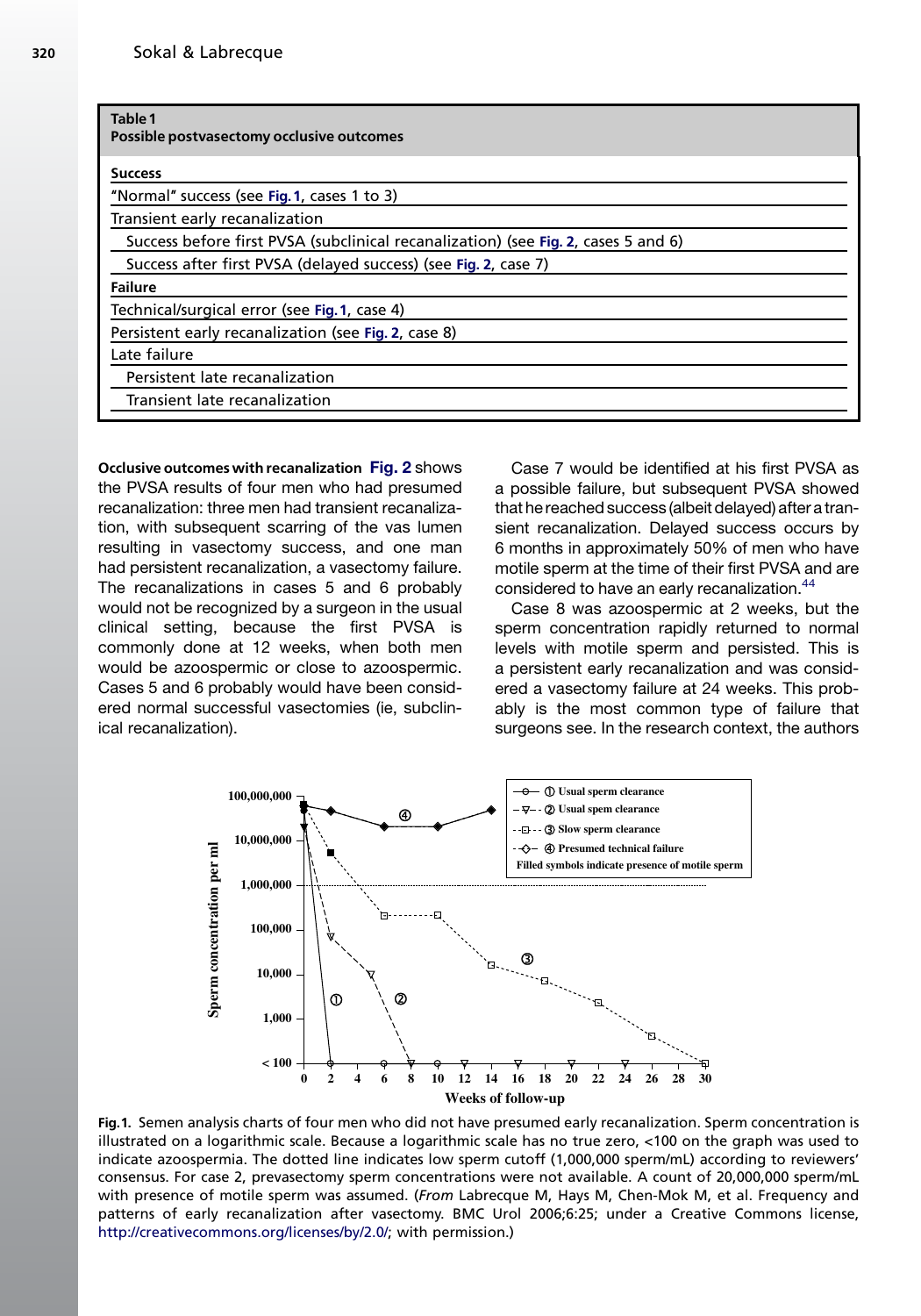**Table 1**
**Possible postvasectomy occlusive outcomes**

| **Success** |
| --- |
| "Normal" success (see Fig. 1, cases 1 to 3) |
| Transient early recanalization |
| Success before first PVSA (subclinical recanalization) (see Fig. 2, cases 5 and 6) |
| Success after first PVSA (delayed success) (see Fig. 2, case 7) |
| **Failure** |
| Technical/surgical error (see Fig. 1, case 4) |
| Persistent early recanalization (see Fig. 2, case 8) |
| Late failure |
| Persistent late recanalization |
| Transient late recanalization |

**Occlusive outcomes with recanalization** Fig. 2 shows the PVSA results of four men who had presumed recanalization: three men had transient recanalization, with subsequent scarring of the vas lumen resulting in vasectomy success, and one man had persistent recanalization, a vasectomy failure. The recanalizations in cases 5 and 6 probably would not be recognized by a surgeon in the usual clinical setting, because the first PVSA is commonly done at 12 weeks, when both men would be azoospermic or close to azoospermic. Cases 5 and 6 probably would have been considered normal successful vasectomies (ie, subclinical recanalization).

Case 7 would be identified at his first PVSA as a possible failure, but subsequent PVSA showed that he reached success (albeit delayed) after a transient recanalization. Delayed success occurs by 6 months in approximately 50% of men who have motile sperm at the time of their first PVSA and are considered to have an early recanalization.[44]

Case 8 was azoospermic at 2 weeks, but the sperm concentration rapidly returned to normal levels with motile sperm and persisted. This is a persistent early recanalization and was considered a vasectomy failure at 24 weeks. This probably is the most common type of failure that surgeons see. In the research context, the authors

**Fig. 1.** Semen analysis charts of four men who did not have presumed early recanalization. Sperm concentration is illustrated on a logarithmic scale. Because a logarithmic scale has no true zero, <100 on the graph was used to indicate azoospermia. The dotted line indicates low sperm cutoff (1,000,000 sperm/mL) according to reviewers' consensus. For case 2, prevasectomy sperm concentrations were not available. A count of 20,000,000 sperm/mL with presence of motile sperm was assumed. (*From* Labrecque M, Hays M, Chen-Mok M, et al. Frequency and patterns of early recanalization after vasectomy. BMC Urol 2006;6:25; under a Creative Commons license, http://creativecommons.org/licenses/by/2.0/; with permission.)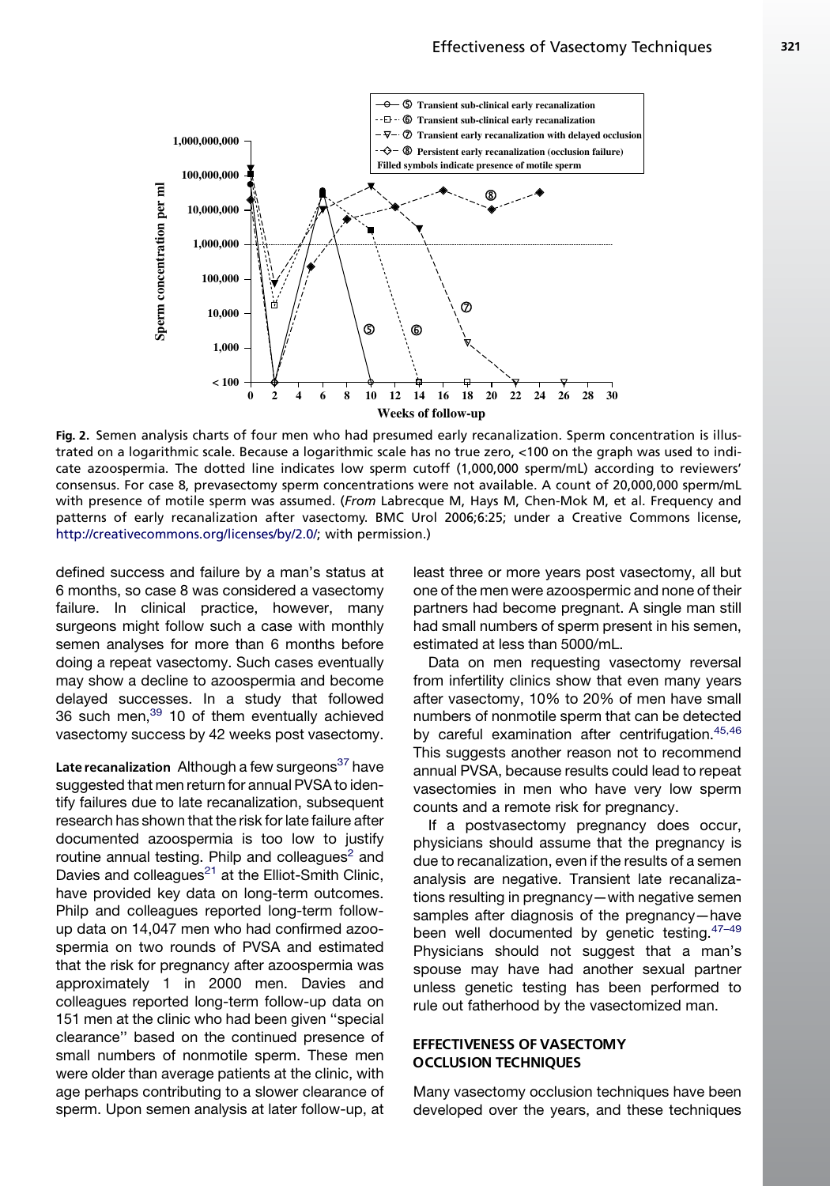Fig. 2. Semen analysis charts of four men who had presumed early recanalization. Sperm concentration is illustrated on a logarithmic scale. Because a logarithmic scale has no true zero, <100 on the graph was used to indicate azoospermia. The dotted line indicates low sperm cutoff (1,000,000 sperm/mL) according to reviewers' consensus. For case 8, prevasectomy sperm concentrations were not available. A count of 20,000,000 sperm/mL with presence of motile sperm was assumed. (*From* Labrecque M, Hays M, Chen-Mok M, et al. Frequency and patterns of early recanalization after vasectomy. BMC Urol 2006;6:25; under a Creative Commons license, http://creativecommons.org/licenses/by/2.0/; with permission.)

defined success and failure by a man's status at 6 months, so case 8 was considered a vasectomy failure. In clinical practice, however, many surgeons might follow such a case with monthly semen analyses for more than 6 months before doing a repeat vasectomy. Such cases eventually may show a decline to azoospermia and become delayed successes. In a study that followed 36 such men,[39] 10 of them eventually achieved vasectomy success by 42 weeks post vasectomy.

**Late recanalization** Although a few surgeons[37] have suggested that men return for annual PVSA to identify failures due to late recanalization, subsequent research has shown that the risk for late failure after documented azoospermia is too low to justify routine annual testing. Philp and colleagues[2] and Davies and colleagues[21] at the Elliot-Smith Clinic, have provided key data on long-term outcomes. Philp and colleagues reported long-term follow-up data on 14,047 men who had confirmed azoospermia on two rounds of PVSA and estimated that the risk for pregnancy after azoospermia was approximately 1 in 2000 men. Davies and colleagues reported long-term follow-up data on 151 men at the clinic who had been given "special clearance" based on the continued presence of small numbers of nonmotile sperm. These men were older than average patients at the clinic, with age perhaps contributing to a slower clearance of sperm. Upon semen analysis at later follow-up, at least three or more years post vasectomy, all but one of the men were azoospermic and none of their partners had become pregnant. A single man still had small numbers of sperm present in his semen, estimated at less than 5000/mL.

Data on men requesting vasectomy reversal from infertility clinics show that even many years after vasectomy, 10% to 20% of men have small numbers of nonmotile sperm that can be detected by careful examination after centrifugation.[45,46] This suggests another reason not to recommend annual PVSA, because results could lead to repeat vasectomies in men who have very low sperm counts and a remote risk for pregnancy.

If a postvasectomy pregnancy does occur, physicians should assume that the pregnancy is due to recanalization, even if the results of a semen analysis are negative. Transient late recanalizations resulting in pregnancy—with negative semen samples after diagnosis of the pregnancy—have been well documented by genetic testing.[47–49] Physicians should not suggest that a man's spouse may have had another sexual partner unless genetic testing has been performed to rule out fatherhood by the vasectomized man.

## EFFECTIVENESS OF VASECTOMY OCCLUSION TECHNIQUES

Many vasectomy occlusion techniques have been developed over the years, and these techniques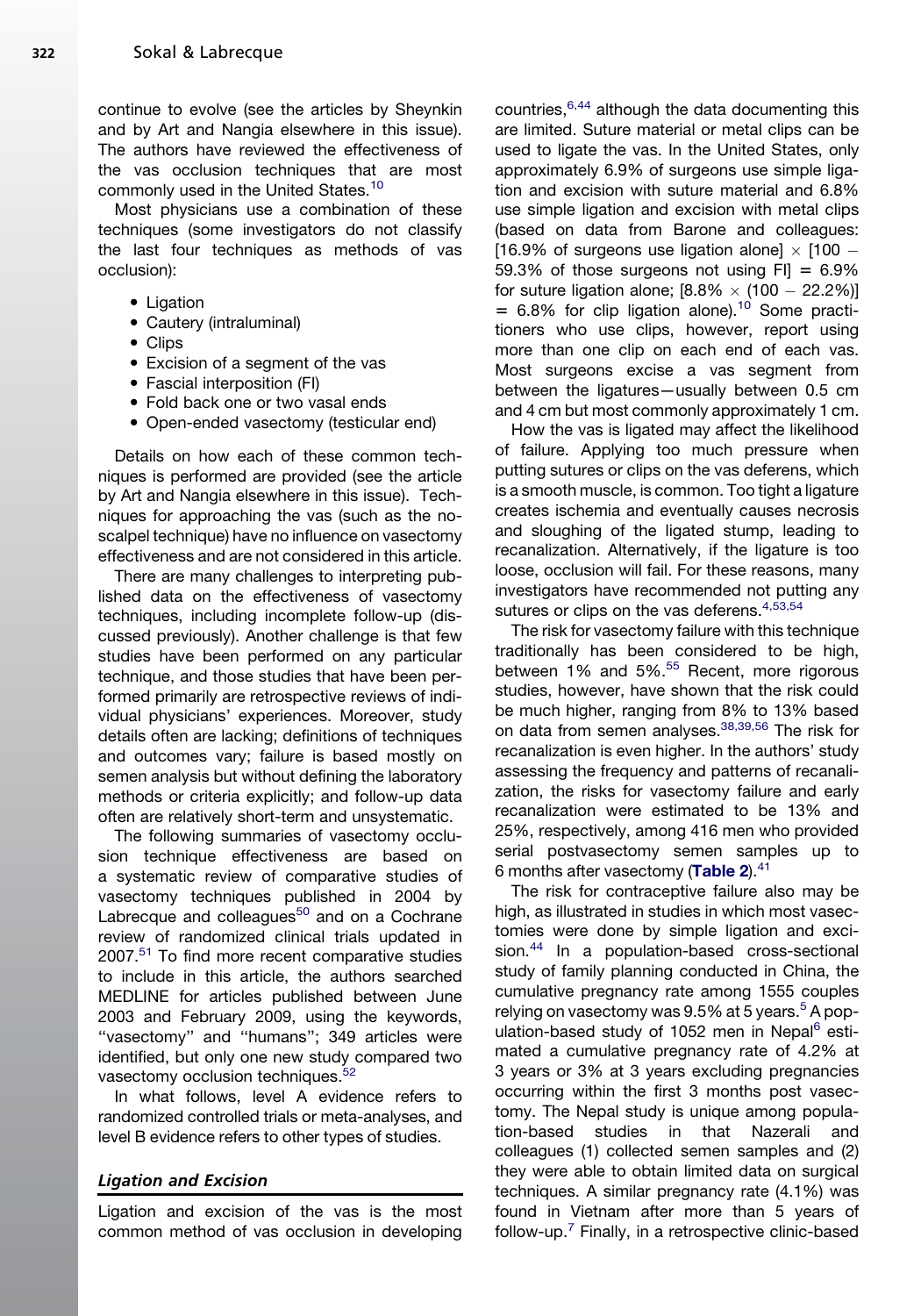continue to evolve (see the articles by Sheynkin and by Art and Nangia elsewhere in this issue). The authors have reviewed the effectiveness of the vas occlusion techniques that are most commonly used in the United States.[10]

Most physicians use a combination of these techniques (some investigators do not classify the last four techniques as methods of vas occlusion):

- Ligation
- Cautery (intraluminal)
- Clips
- Excision of a segment of the vas
- Fascial interposition (FI)
- Fold back one or two vasal ends
- Open-ended vasectomy (testicular end)

Details on how each of these common techniques is performed are provided (see the article by Art and Nangia elsewhere in this issue). Techniques for approaching the vas (such as the no-scalpel technique) have no influence on vasectomy effectiveness and are not considered in this article.

There are many challenges to interpreting published data on the effectiveness of vasectomy techniques, including incomplete follow-up (discussed previously). Another challenge is that few studies have been performed on any particular technique, and those studies that have been performed primarily are retrospective reviews of individual physicians' experiences. Moreover, study details often are lacking; definitions of techniques and outcomes vary; failure is based mostly on semen analysis but without defining the laboratory methods or criteria explicitly; and follow-up data often are relatively short-term and unsystematic.

The following summaries of vasectomy occlusion technique effectiveness are based on a systematic review of comparative studies of vasectomy techniques published in 2004 by Labrecque and colleagues[50] and on a Cochrane review of randomized clinical trials updated in 2007.[51] To find more recent comparative studies to include in this article, the authors searched MEDLINE for articles published between June 2003 and February 2009, using the keywords, "vasectomy" and "humans"; 349 articles were identified, but only one new study compared two vasectomy occlusion techniques.[52]

In what follows, level A evidence refers to randomized controlled trials or meta-analyses, and level B evidence refers to other types of studies.

### *Ligation and Excision*

Ligation and excision of the vas is the most common method of vas occlusion in developing countries,[6,44] although the data documenting this are limited. Suture material or metal clips can be used to ligate the vas. In the United States, only approximately 6.9% of surgeons use simple ligation and excision with suture material and 6.8% use simple ligation and excision with metal clips (based on data from Barone and colleagues: [16.9% of surgeons use ligation alone] $\times$ [100 $-$ 59.3% of those surgeons not using FI] = 6.9% for suture ligation alone; [8.8% $\times$ (100 $-$ 22.2%)] = 6.8% for clip ligation alone).[10] Some practitioners who use clips, however, report using more than one clip on each end of each vas. Most surgeons excise a vas segment from between the ligatures—usually between 0.5 cm and 4 cm but most commonly approximately 1 cm.

How the vas is ligated may affect the likelihood of failure. Applying too much pressure when putting sutures or clips on the vas deferens, which is a smooth muscle, is common. Too tight a ligature creates ischemia and eventually causes necrosis and sloughing of the ligated stump, leading to recanalization. Alternatively, if the ligature is too loose, occlusion will fail. For these reasons, many investigators have recommended not putting any sutures or clips on the vas deferens.[4,53,54]

The risk for vasectomy failure with this technique traditionally has been considered to be high, between 1% and 5%.[55] Recent, more rigorous studies, however, have shown that the risk could be much higher, ranging from 8% to 13% based on data from semen analyses.[38,39,56] The risk for recanalization is even higher. In the authors' study assessing the frequency and patterns of recanalization, the risks for vasectomy failure and early recanalization were estimated to be 13% and 25%, respectively, among 416 men who provided serial postvasectomy semen samples up to 6 months after vasectomy (**Table 2**).[41]

The risk for contraceptive failure also may be high, as illustrated in studies in which most vasectomies were done by simple ligation and excision.[44] In a population-based cross-sectional study of family planning conducted in China, the cumulative pregnancy rate among 1555 couples relying on vasectomy was 9.5% at 5 years.[5] A population-based study of 1052 men in Nepal[6] estimated a cumulative pregnancy rate of 4.2% at 3 years or 3% at 3 years excluding pregnancies occurring within the first 3 months post vasectomy. The Nepal study is unique among population-based studies in that Nazerali and colleagues (1) collected semen samples and (2) they were able to obtain limited data on surgical techniques. A similar pregnancy rate (4.1%) was found in Vietnam after more than 5 years of follow-up.[7] Finally, in a retrospective clinic-based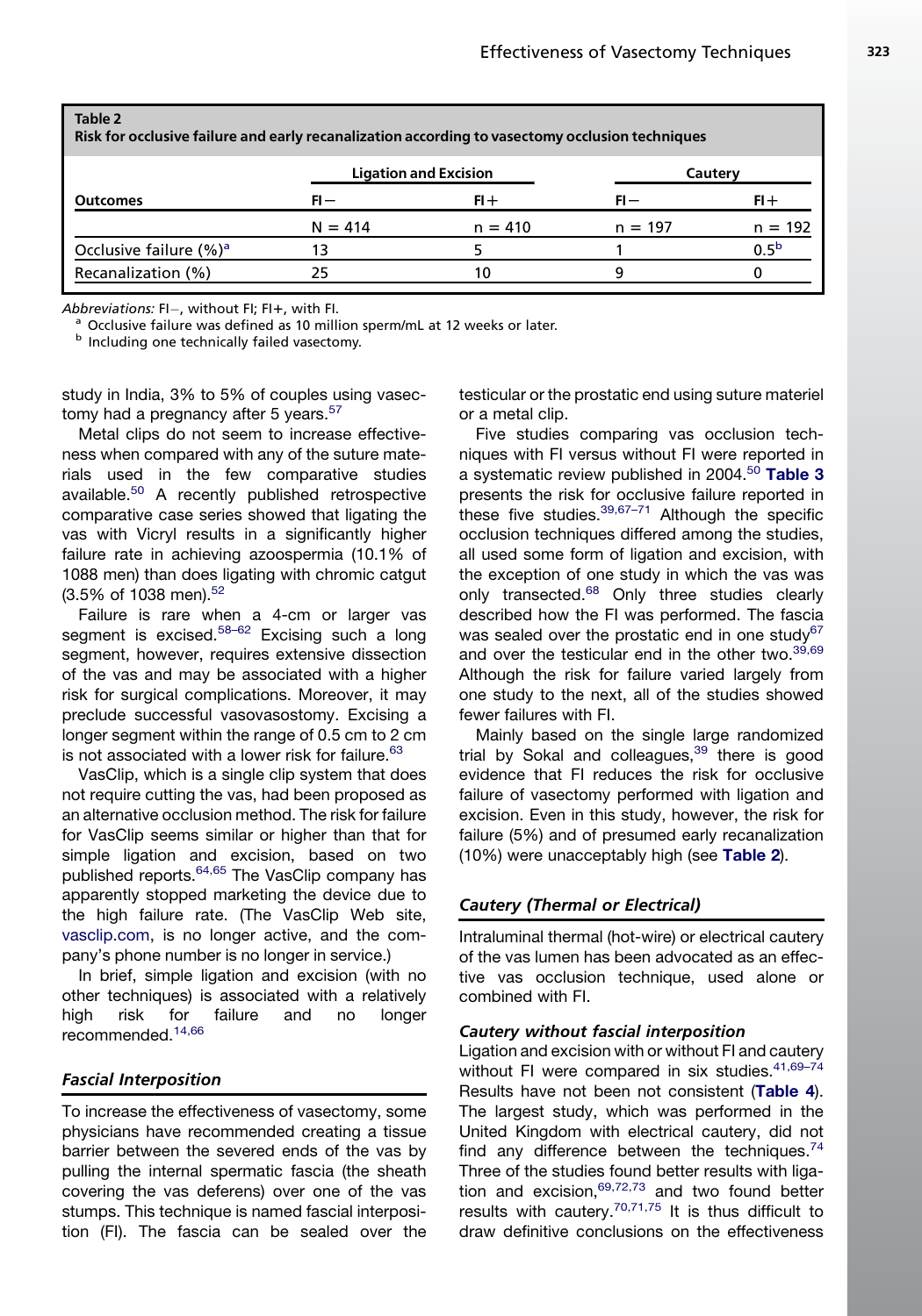**Table 2**
**Risk for occlusive failure and early recanalization according to vasectomy occlusion techniques**

| Outcomes | Ligation and Excision | | Cautery | |
|---|---|---|---|---|
| | FI− | FI+ | FI− | FI+ |
| | N = 414 | n = 410 | n = 197 | n = 192 |
| Occlusive failure (%)[a] | 13 | 5 | 1 | 0.5[b] |
| Recanalization (%) | 25 | 10 | 9 | 0 |

*Abbreviations:* FI−, without FI; FI+, with FI.
[a] Occlusive failure was defined as 10 million sperm/mL at 12 weeks or later.
[b] Including one technically failed vasectomy.

study in India, 3% to 5% of couples using vasectomy had a pregnancy after 5 years.[57]

Metal clips do not seem to increase effectiveness when compared with any of the suture materials used in the few comparative studies available.[50] A recently published retrospective comparative case series showed that ligating the vas with Vicryl results in a significantly higher failure rate in achieving azoospermia (10.1% of 1088 men) than does ligating with chromic catgut (3.5% of 1038 men).[52]

Failure is rare when a 4-cm or larger vas segment is excised.[58–62] Excising such a long segment, however, requires extensive dissection of the vas and may be associated with a higher risk for surgical complications. Moreover, it may preclude successful vasovasostomy. Excising a longer segment within the range of 0.5 cm to 2 cm is not associated with a lower risk for failure.[63]

VasClip, which is a single clip system that does not require cutting the vas, had been proposed as an alternative occlusion method. The risk for failure for VasClip seems similar or higher than that for simple ligation and excision, based on two published reports.[64,65] The VasClip company has apparently stopped marketing the device due to the high failure rate. (The VasClip Web site, vasclip.com, is no longer active, and the company's phone number is no longer in service.)

In brief, simple ligation and excision (with no other techniques) is associated with a relatively high risk for failure and no longer recommended.[14,66]

### *Fascial Interposition*

To increase the effectiveness of vasectomy, some physicians have recommended creating a tissue barrier between the severed ends of the vas by pulling the internal spermatic fascia (the sheath covering the vas deferens) over one of the vas stumps. This technique is named fascial interposition (FI). The fascia can be sealed over the testicular or the prostatic end using suture materiel or a metal clip.

Five studies comparing vas occlusion techniques with FI versus without FI were reported in a systematic review published in 2004.[50] **Table 3** presents the risk for occlusive failure reported in these five studies.[39,67–71] Although the specific occlusion techniques differed among the studies, all used some form of ligation and excision, with the exception of one study in which the vas was only transected.[68] Only three studies clearly described how the FI was performed. The fascia was sealed over the prostatic end in one study[67] and over the testicular end in the other two.[39,69] Although the risk for failure varied largely from one study to the next, all of the studies showed fewer failures with FI.

Mainly based on the single large randomized trial by Sokal and colleagues,[39] there is good evidence that FI reduces the risk for occlusive failure of vasectomy performed with ligation and excision. Even in this study, however, the risk for failure (5%) and of presumed early recanalization (10%) were unacceptably high (see **Table 2**).

### *Cautery (Thermal or Electrical)*

Intraluminal thermal (hot-wire) or electrical cautery of the vas lumen has been advocated as an effective vas occlusion technique, used alone or combined with FI.

#### *Cautery without fascial interposition*

Ligation and excision with or without FI and cautery without FI were compared in six studies.[41,69–74] Results have not been not consistent (**Table 4**). The largest study, which was performed in the United Kingdom with electrical cautery, did not find any difference between the techniques.[74] Three of the studies found better results with ligation and excision,[69,72,73] and two found better results with cautery.[70,71,75] It is thus difficult to draw definitive conclusions on the effectiveness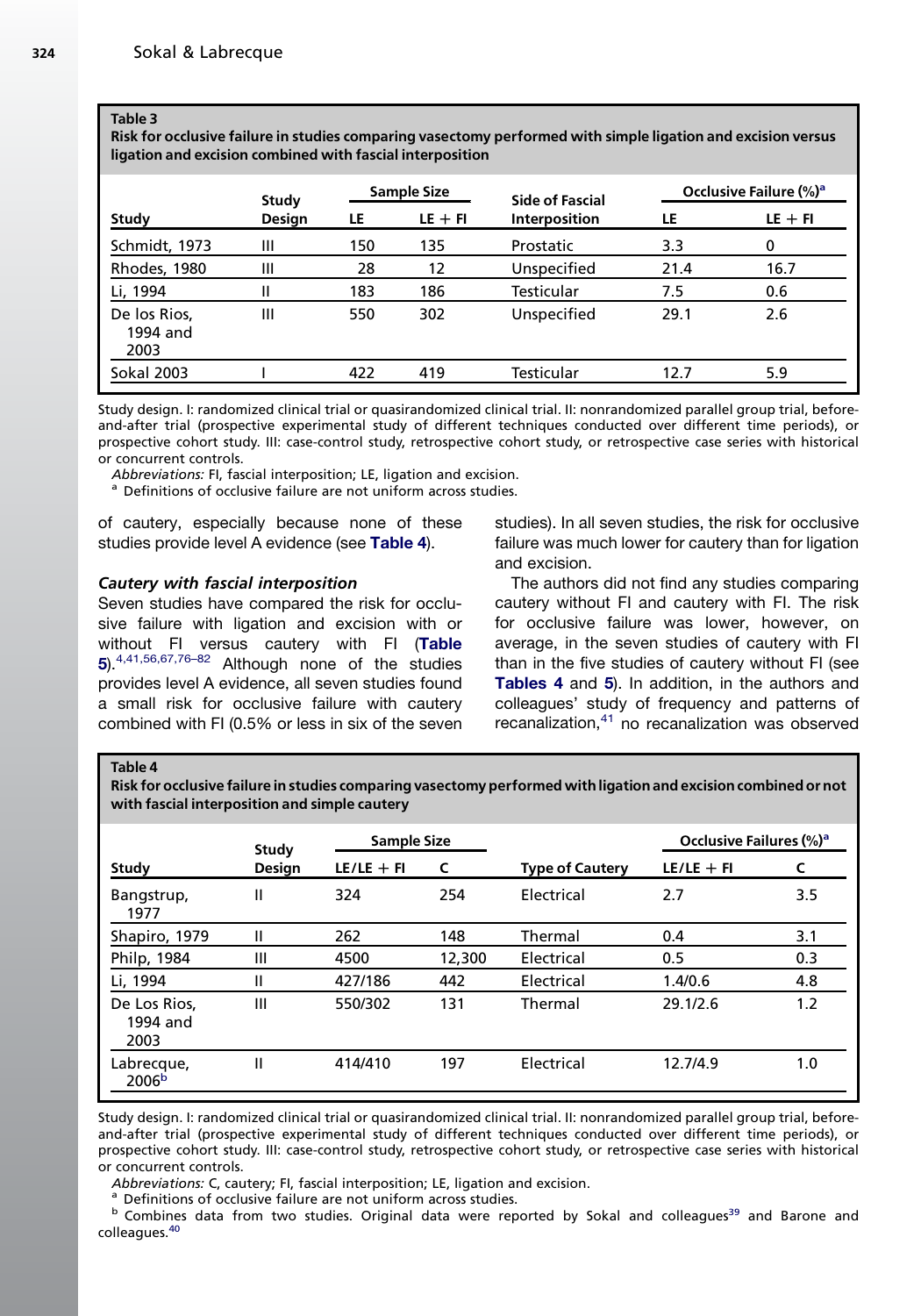**Table 3**
**Risk for occlusive failure in studies comparing vasectomy performed with simple ligation and excision versus ligation and excision combined with fascial interposition**

| Study | Study Design | Sample Size | | Side of Fascial Interposition | Occlusive Failure (%)[a] | |
|---|---|---|---|---|---|---|
| | | LE | LE + FI | | LE | LE + FI |
| Schmidt, 1973 | III | 150 | 135 | Prostatic | 3.3 | 0 |
| Rhodes, 1980 | III | 28 | 12 | Unspecified | 21.4 | 16.7 |
| Li, 1994 | II | 183 | 186 | Testicular | 7.5 | 0.6 |
| De los Rios, 1994 and 2003 | III | 550 | 302 | Unspecified | 29.1 | 2.6 |
| Sokal 2003 | I | 422 | 419 | Testicular | 12.7 | 5.9 |

Study design. I: randomized clinical trial or quasirandomized clinical trial. II: nonrandomized parallel group trial, before-and-after trial (prospective experimental study of different techniques conducted over different time periods), or prospective cohort study. III: case-control study, retrospective cohort study, or retrospective case series with historical or concurrent controls.

*Abbreviations:* FI, fascial interposition; LE, ligation and excision.

[a] Definitions of occlusive failure are not uniform across studies.

of cautery, especially because none of these studies provide level A evidence (see **Table 4**).

### *Cautery with fascial interposition*

Seven studies have compared the risk for occlusive failure with ligation and excision with or without FI versus cautery with FI (**Table 5**).[4,41,56,67,76–82] Although none of the studies provides level A evidence, all seven studies found a small risk for occlusive failure with cautery combined with FI (0.5% or less in six of the seven studies). In all seven studies, the risk for occlusive failure was much lower for cautery than for ligation and excision.

The authors did not find any studies comparing cautery without FI and cautery with FI. The risk for occlusive failure was lower, however, on average, in the seven studies of cautery with FI than in the five studies of cautery without FI (see **Tables 4** and **5**). In addition, in the authors and colleagues' study of frequency and patterns of recanalization,[41] no recanalization was observed

**Table 4**
**Risk for occlusive failure in studies comparing vasectomy performed with ligation and excision combined or not with fascial interposition and simple cautery**

| Study | Study Design | Sample Size | | Type of Cautery | Occlusive Failures (%)[a] | |
|---|---|---|---|---|---|---|
| | | LE/LE + FI | C | | LE/LE + FI | C |
| Bangstrup, 1977 | II | 324 | 254 | Electrical | 2.7 | 3.5 |
| Shapiro, 1979 | II | 262 | 148 | Thermal | 0.4 | 3.1 |
| Philp, 1984 | III | 4500 | 12,300 | Electrical | 0.5 | 0.3 |
| Li, 1994 | II | 427/186 | 442 | Electrical | 1.4/0.6 | 4.8 |
| De Los Rios, 1994 and 2003 | III | 550/302 | 131 | Thermal | 29.1/2.6 | 1.2 |
| Labrecque, 2006[b] | II | 414/410 | 197 | Electrical | 12.7/4.9 | 1.0 |

Study design. I: randomized clinical trial or quasirandomized clinical trial. II: nonrandomized parallel group trial, before-and-after trial (prospective experimental study of different techniques conducted over different time periods), or prospective cohort study. III: case-control study, retrospective cohort study, or retrospective case series with historical or concurrent controls.

*Abbreviations:* C, cautery; FI, fascial interposition; LE, ligation and excision.

[a] Definitions of occlusive failure are not uniform across studies.

[b] Combines data from two studies. Original data were reported by Sokal and colleagues[39] and Barone and colleagues.[40]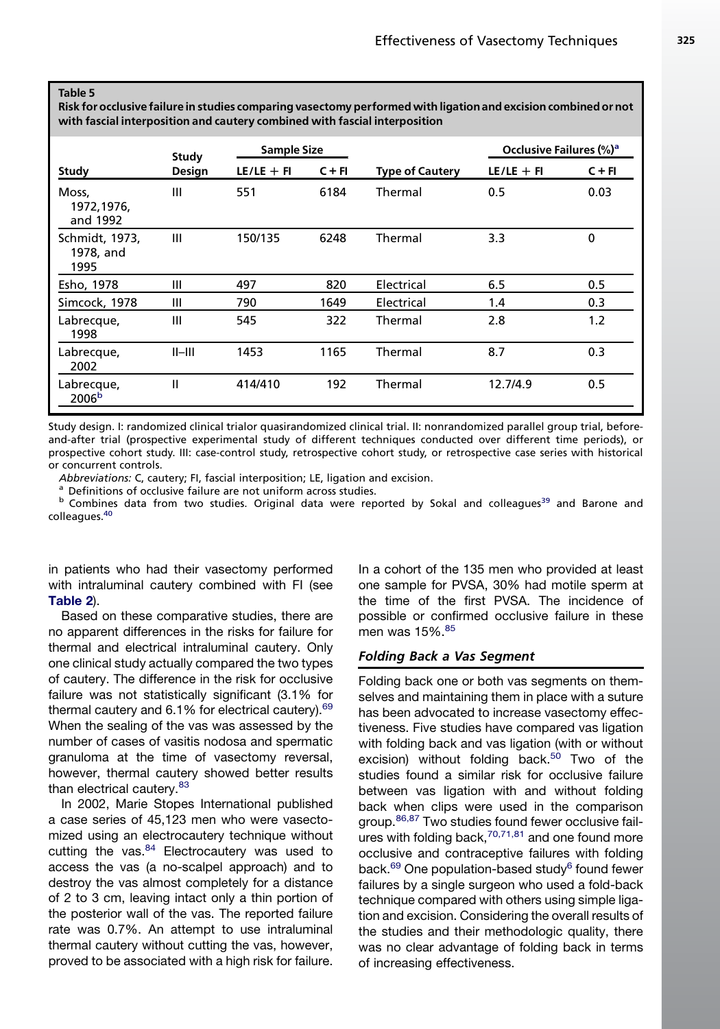**Table 5**
**Risk for occlusive failure in studies comparing vasectomy performed with ligation and excision combined or not with fascial interposition and cautery combined with fascial interposition**

| Study | Study Design | Sample Size | | Type of Cautery | Occlusive Failures (%)[a] | |
|---|---|---|---|---|---|---|
| | | LE/LE + FI | C + FI | | LE/LE + FI | C + FI |
| Moss, 1972, 1976, and 1992 | III | 551 | 6184 | Thermal | 0.5 | 0.03 |
| Schmidt, 1973, 1978, and 1995 | III | 150/135 | 6248 | Thermal | 3.3 | 0 |
| Esho, 1978 | III | 497 | 820 | Electrical | 6.5 | 0.5 |
| Simcock, 1978 | III | 790 | 1649 | Electrical | 1.4 | 0.3 |
| Labrecque, 1998 | III | 545 | 322 | Thermal | 2.8 | 1.2 |
| Labrecque, 2002 | II–III | 1453 | 1165 | Thermal | 8.7 | 0.3 |
| Labrecque, 2006[b] | II | 414/410 | 192 | Thermal | 12.7/4.9 | 0.5 |

Study design. I: randomized clinical trialor quasirandomized clinical trial. II: nonrandomized parallel group trial, before-and-after trial (prospective experimental study of different techniques conducted over different time periods), or prospective cohort study. III: case-control study, retrospective cohort study, or retrospective case series with historical or concurrent controls.

*Abbreviations:* C, cautery; FI, fascial interposition; LE, ligation and excision.

[a] Definitions of occlusive failure are not uniform across studies.

[b] Combines data from two studies. Original data were reported by Sokal and colleagues[39] and Barone and colleagues.[40]

in patients who had their vasectomy performed with intraluminal cautery combined with FI (see **Table 2**).

Based on these comparative studies, there are no apparent differences in the risks for failure for thermal and electrical intraluminal cautery. Only one clinical study actually compared the two types of cautery. The difference in the risk for occlusive failure was not statistically significant (3.1% for thermal cautery and 6.1% for electrical cautery).[69] When the sealing of the vas was assessed by the number of cases of vasitis nodosa and spermatic granuloma at the time of vasectomy reversal, however, thermal cautery showed better results than electrical cautery.[83]

In 2002, Marie Stopes International published a case series of 45,123 men who were vasectomized using an electrocautery technique without cutting the vas.[84] Electrocautery was used to access the vas (a no-scalpel approach) and to destroy the vas almost completely for a distance of 2 to 3 cm, leaving intact only a thin portion of the posterior wall of the vas. The reported failure rate was 0.7%. An attempt to use intraluminal thermal cautery without cutting the vas, however, proved to be associated with a high risk for failure. In a cohort of the 135 men who provided at least one sample for PVSA, 30% had motile sperm at the time of the first PVSA. The incidence of possible or confirmed occlusive failure in these men was 15%.[85]

### *Folding Back a Vas Segment*

Folding back one or both vas segments on themselves and maintaining them in place with a suture has been advocated to increase vasectomy effectiveness. Five studies have compared vas ligation with folding back and vas ligation (with or without excision) without folding back.[50] Two of the studies found a similar risk for occlusive failure between vas ligation with and without folding back when clips were used in the comparison group.[86,87] Two studies found fewer occlusive failures with folding back,[70,71,81] and one found more occlusive and contraceptive failures with folding back.[69] One population-based study[6] found fewer failures by a single surgeon who used a fold-back technique compared with others using simple ligation and excision. Considering the overall results of the studies and their methodologic quality, there was no clear advantage of folding back in terms of increasing effectiveness.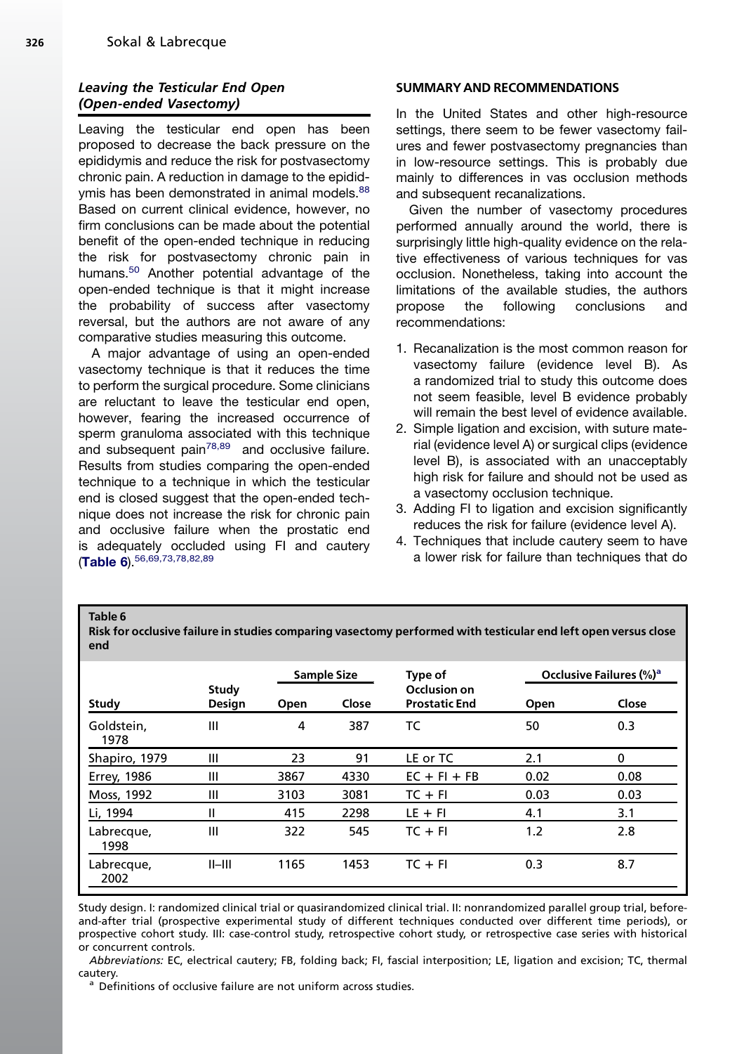### *Leaving the Testicular End Open (Open-ended Vasectomy)*

Leaving the testicular end open has been proposed to decrease the back pressure on the epididymis and reduce the risk for postvasectomy chronic pain. A reduction in damage to the epididymis has been demonstrated in animal models.[88] Based on current clinical evidence, however, no firm conclusions can be made about the potential benefit of the open-ended technique in reducing the risk for postvasectomy chronic pain in humans.[50] Another potential advantage of the open-ended technique is that it might increase the probability of success after vasectomy reversal, but the authors are not aware of any comparative studies measuring this outcome.

A major advantage of using an open-ended vasectomy technique is that it reduces the time to perform the surgical procedure. Some clinicians are reluctant to leave the testicular end open, however, fearing the increased occurrence of sperm granuloma associated with this technique and subsequent pain[78,89] and occlusive failure. Results from studies comparing the open-ended technique to a technique in which the testicular end is closed suggest that the open-ended technique does not increase the risk for chronic pain and occlusive failure when the prostatic end is adequately occluded using FI and cautery (**Table 6**).[56,69,73,78,82,89]

## SUMMARY AND RECOMMENDATIONS

In the United States and other high-resource settings, there seem to be fewer vasectomy failures and fewer postvasectomy pregnancies than in low-resource settings. This is probably due mainly to differences in vas occlusion methods and subsequent recanalizations.

Given the number of vasectomy procedures performed annually around the world, there is surprisingly little high-quality evidence on the relative effectiveness of various techniques for vas occlusion. Nonetheless, taking into account the limitations of the available studies, the authors propose the following conclusions and recommendations:

1. Recanalization is the most common reason for vasectomy failure (evidence level B). As a randomized trial to study this outcome does not seem feasible, level B evidence probably will remain the best level of evidence available.
2. Simple ligation and excision, with suture material (evidence level A) or surgical clips (evidence level B), is associated with an unacceptably high risk for failure and should not be used as a vasectomy occlusion technique.
3. Adding FI to ligation and excision significantly reduces the risk for failure (evidence level A).
4. Techniques that include cautery seem to have a lower risk for failure than techniques that do

**Table 6**
**Risk for occlusive failure in studies comparing vasectomy performed with testicular end left open versus close end**

| Study | Study Design | Sample Size | | Type of Occlusion on Prostatic End | Occlusive Failures (%)[a] | |
|---|---|---|---|---|---|---|
| | | Open | Close | | Open | Close |
| Goldstein, 1978 | III | 4 | 387 | TC | 50 | 0.3 |
| Shapiro, 1979 | III | 23 | 91 | LE or TC | 2.1 | 0 |
| Errey, 1986 | III | 3867 | 4330 | EC + FI + FB | 0.02 | 0.08 |
| Moss, 1992 | III | 3103 | 3081 | TC + FI | 0.03 | 0.03 |
| Li, 1994 | II | 415 | 2298 | LE + FI | 4.1 | 3.1 |
| Labrecque, 1998 | III | 322 | 545 | TC + FI | 1.2 | 2.8 |
| Labrecque, 2002 | II–III | 1165 | 1453 | TC + FI | 0.3 | 8.7 |

Study design. I: randomized clinical trial or quasirandomized clinical trial. II: nonrandomized parallel group trial, before-and-after trial (prospective experimental study of different techniques conducted over different time periods), or prospective cohort study. III: case-control study, retrospective cohort study, or retrospective case series with historical or concurrent controls.

*Abbreviations:* EC, electrical cautery; FB, folding back; FI, fascial interposition; LE, ligation and excision; TC, thermal cautery.

[a] Definitions of occlusive failure are not uniform across studies.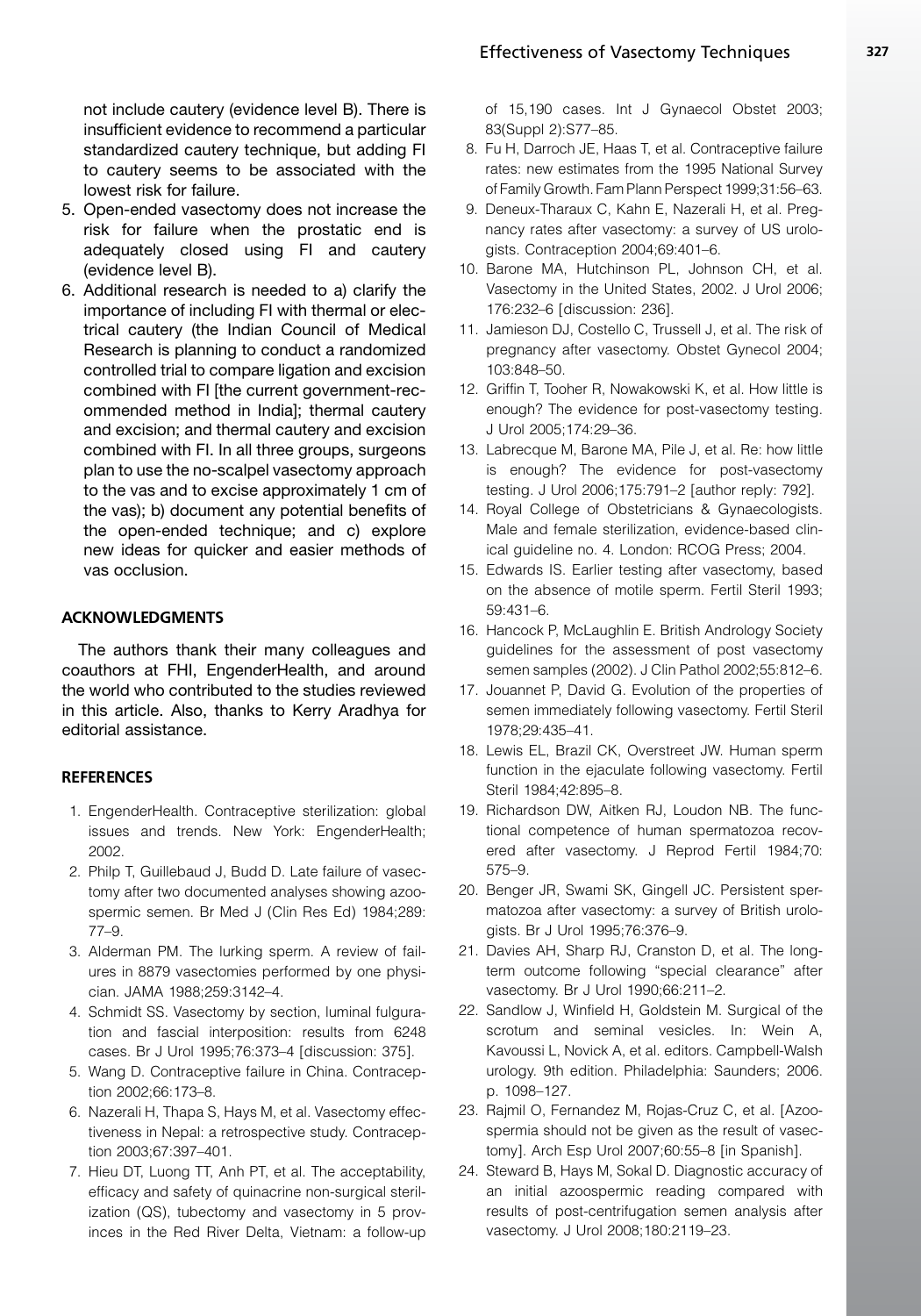not include cautery (evidence level B). There is insufficient evidence to recommend a particular standardized cautery technique, but adding FI to cautery seems to be associated with the lowest risk for failure.

5. Open-ended vasectomy does not increase the risk for failure when the prostatic end is adequately closed using FI and cautery (evidence level B).
6. Additional research is needed to a) clarify the importance of including FI with thermal or electrical cautery (the Indian Council of Medical Research is planning to conduct a randomized controlled trial to compare ligation and excision combined with FI [the current government-recommended method in India]; thermal cautery and excision; and thermal cautery and excision combined with FI. In all three groups, surgeons plan to use the no-scalpel vasectomy approach to the vas and to excise approximately 1 cm of the vas); b) document any potential benefits of the open-ended technique; and c) explore new ideas for quicker and easier methods of vas occlusion.

## ACKNOWLEDGMENTS

The authors thank their many colleagues and coauthors at FHI, EngenderHealth, and around the world who contributed to the studies reviewed in this article. Also, thanks to Kerry Aradhya for editorial assistance.

## REFERENCES

1. EngenderHealth. Contraceptive sterilization: global issues and trends. New York: EngenderHealth; 2002.
2. Philp T, Guillebaud J, Budd D. Late failure of vasectomy after two documented analyses showing azoospermic semen. Br Med J (Clin Res Ed) 1984;289: 77–9.
3. Alderman PM. The lurking sperm. A review of failures in 8879 vasectomies performed by one physician. JAMA 1988;259:3142–4.
4. Schmidt SS. Vasectomy by section, luminal fulguration and fascial interposition: results from 6248 cases. Br J Urol 1995;76:373–4 [discussion: 375].
5. Wang D. Contraceptive failure in China. Contraception 2002;66:173–8.
6. Nazerali H, Thapa S, Hays M, et al. Vasectomy effectiveness in Nepal: a retrospective study. Contraception 2003;67:397–401.
7. Hieu DT, Luong TT, Anh PT, et al. The acceptability, efficacy and safety of quinacrine non-surgical sterilization (QS), tubectomy and vasectomy in 5 provinces in the Red River Delta, Vietnam: a follow-up of 15,190 cases. Int J Gynaecol Obstet 2003; 83(Suppl 2):S77–85.
8. Fu H, Darroch JE, Haas T, et al. Contraceptive failure rates: new estimates from the 1995 National Survey of Family Growth. Fam Plann Perspect 1999;31:56–63.
9. Deneux-Tharaux C, Kahn E, Nazerali H, et al. Pregnancy rates after vasectomy: a survey of US urologists. Contraception 2004;69:401–6.
10. Barone MA, Hutchinson PL, Johnson CH, et al. Vasectomy in the United States, 2002. J Urol 2006; 176:232–6 [discussion: 236].
11. Jamieson DJ, Costello C, Trussell J, et al. The risk of pregnancy after vasectomy. Obstet Gynecol 2004; 103:848–50.
12. Griffin T, Tooher R, Nowakowski K, et al. How little is enough? The evidence for post-vasectomy testing. J Urol 2005;174:29–36.
13. Labrecque M, Barone MA, Pile J, et al. Re: how little is enough? The evidence for post-vasectomy testing. J Urol 2006;175:791–2 [author reply: 792].
14. Royal College of Obstetricians & Gynaecologists. Male and female sterilization, evidence-based clinical guideline no. 4. London: RCOG Press; 2004.
15. Edwards IS. Earlier testing after vasectomy, based on the absence of motile sperm. Fertil Steril 1993; 59:431–6.
16. Hancock P, McLaughlin E. British Andrology Society guidelines for the assessment of post vasectomy semen samples (2002). J Clin Pathol 2002;55:812–6.
17. Jouannet P, David G. Evolution of the properties of semen immediately following vasectomy. Fertil Steril 1978;29:435–41.
18. Lewis EL, Brazil CK, Overstreet JW. Human sperm function in the ejaculate following vasectomy. Fertil Steril 1984;42:895–8.
19. Richardson DW, Aitken RJ, Loudon NB. The functional competence of human spermatozoa recovered after vasectomy. J Reprod Fertil 1984;70: 575–9.
20. Benger JR, Swami SK, Gingell JC. Persistent spermatozoa after vasectomy: a survey of British urologists. Br J Urol 1995;76:376–9.
21. Davies AH, Sharp RJ, Cranston D, et al. The long-term outcome following "special clearance" after vasectomy. Br J Urol 1990;66:211–2.
22. Sandlow J, Winfield H, Goldstein M. Surgical of the scrotum and seminal vesicles. In: Wein A, Kavoussi L, Novick A, et al. editors. Campbell-Walsh urology. 9th edition. Philadelphia: Saunders; 2006. p. 1098–127.
23. Rajmil O, Fernandez M, Rojas-Cruz C, et al. [Azoospermia should not be given as the result of vasectomy]. Arch Esp Urol 2007;60:55–8 [in Spanish].
24. Steward B, Hays M, Sokal D. Diagnostic accuracy of an initial azoospermic reading compared with results of post-centrifugation semen analysis after vasectomy. J Urol 2008;180:2119–23.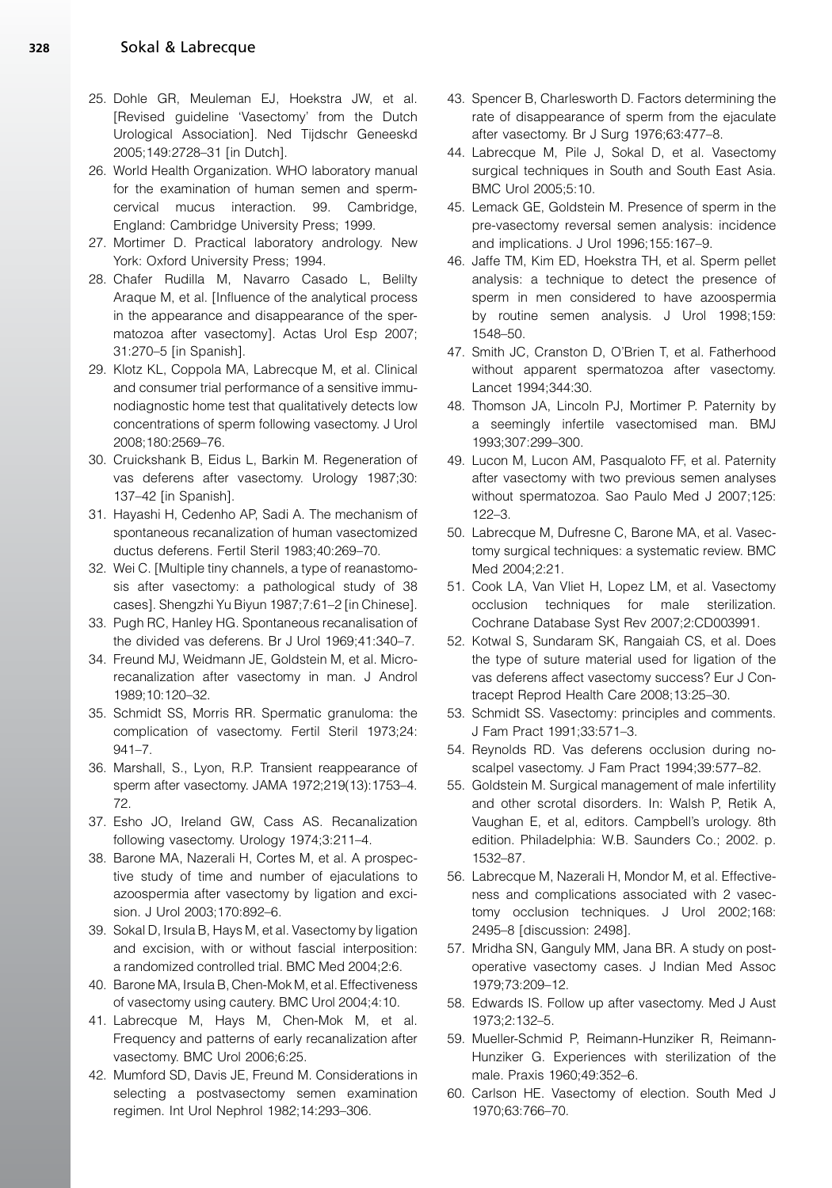25. Dohle GR, Meuleman EJ, Hoekstra JW, et al. [Revised guideline 'Vasectomy' from the Dutch Urological Association]. Ned Tijdschr Geneeskd 2005;149:2728–31 [in Dutch].
26. World Health Organization. WHO laboratory manual for the examination of human semen and sperm-cervical mucus interaction. 99. Cambridge, England: Cambridge University Press; 1999.
27. Mortimer D. Practical laboratory andrology. New York: Oxford University Press; 1994.
28. Chafer Rudilla M, Navarro Casado L, Belilty Araque M, et al. [Influence of the analytical process in the appearance and disappearance of the spermatozoa after vasectomy]. Actas Urol Esp 2007; 31:270–5 [in Spanish].
29. Klotz KL, Coppola MA, Labrecque M, et al. Clinical and consumer trial performance of a sensitive immunodiagnostic home test that qualitatively detects low concentrations of sperm following vasectomy. J Urol 2008;180:2569–76.
30. Cruickshank B, Eidus L, Barkin M. Regeneration of vas deferens after vasectomy. Urology 1987;30: 137–42 [in Spanish].
31. Hayashi H, Cedenho AP, Sadi A. The mechanism of spontaneous recanalization of human vasectomized ductus deferens. Fertil Steril 1983;40:269–70.
32. Wei C. [Multiple tiny channels, a type of reanastomosis after vasectomy: a pathological study of 38 cases]. Shengzhi Yu Biyun 1987;7:61–2 [in Chinese].
33. Pugh RC, Hanley HG. Spontaneous recanalisation of the divided vas deferens. Br J Urol 1969;41:340–7.
34. Freund MJ, Weidmann JE, Goldstein M, et al. Microrecanalization after vasectomy in man. J Androl 1989;10:120–32.
35. Schmidt SS, Morris RR. Spermatic granuloma: the complication of vasectomy. Fertil Steril 1973;24: 941–7.
36. Marshall, S., Lyon, R.P. Transient reappearance of sperm after vasectomy. JAMA 1972;219(13):1753–4. 72.
37. Esho JO, Ireland GW, Cass AS. Recanalization following vasectomy. Urology 1974;3:211–4.
38. Barone MA, Nazerali H, Cortes M, et al. A prospective study of time and number of ejaculations to azoospermia after vasectomy by ligation and excision. J Urol 2003;170:892–6.
39. Sokal D, Irsula B, Hays M, et al. Vasectomy by ligation and excision, with or without fascial interposition: a randomized controlled trial. BMC Med 2004;2:6.
40. Barone MA, Irsula B, Chen-Mok M, et al. Effectiveness of vasectomy using cautery. BMC Urol 2004;4:10.
41. Labrecque M, Hays M, Chen-Mok M, et al. Frequency and patterns of early recanalization after vasectomy. BMC Urol 2006;6:25.
42. Mumford SD, Davis JE, Freund M. Considerations in selecting a postvasectomy semen examination regimen. Int Urol Nephrol 1982;14:293–306.
43. Spencer B, Charlesworth D. Factors determining the rate of disappearance of sperm from the ejaculate after vasectomy. Br J Surg 1976;63:477–8.
44. Labrecque M, Pile J, Sokal D, et al. Vasectomy surgical techniques in South and South East Asia. BMC Urol 2005;5:10.
45. Lemack GE, Goldstein M. Presence of sperm in the pre-vasectomy reversal semen analysis: incidence and implications. J Urol 1996;155:167–9.
46. Jaffe TM, Kim ED, Hoekstra TH, et al. Sperm pellet analysis: a technique to detect the presence of sperm in men considered to have azoospermia by routine semen analysis. J Urol 1998;159: 1548–50.
47. Smith JC, Cranston D, O'Brien T, et al. Fatherhood without apparent spermatozoa after vasectomy. Lancet 1994;344:30.
48. Thomson JA, Lincoln PJ, Mortimer P. Paternity by a seemingly infertile vasectomised man. BMJ 1993;307:299–300.
49. Lucon M, Lucon AM, Pasqualoto FF, et al. Paternity after vasectomy with two previous semen analyses without spermatozoa. Sao Paulo Med J 2007;125: 122–3.
50. Labrecque M, Dufresne C, Barone MA, et al. Vasectomy surgical techniques: a systematic review. BMC Med 2004;2:21.
51. Cook LA, Van Vliet H, Lopez LM, et al. Vasectomy occlusion techniques for male sterilization. Cochrane Database Syst Rev 2007;2:CD003991.
52. Kotwal S, Sundaram SK, Rangaiah CS, et al. Does the type of suture material used for ligation of the vas deferens affect vasectomy success? Eur J Contracept Reprod Health Care 2008;13:25–30.
53. Schmidt SS. Vasectomy: principles and comments. J Fam Pract 1991;33:571–3.
54. Reynolds RD. Vas deferens occlusion during no-scalpel vasectomy. J Fam Pract 1994;39:577–82.
55. Goldstein M. Surgical management of male infertility and other scrotal disorders. In: Walsh P, Retik A, Vaughan E, et al, editors. Campbell's urology. 8th edition. Philadelphia: W.B. Saunders Co.; 2002. p. 1532–87.
56. Labrecque M, Nazerali H, Mondor M, et al. Effectiveness and complications associated with 2 vasectomy occlusion techniques. J Urol 2002;168: 2495–8 [discussion: 2498].
57. Mridha SN, Ganguly MM, Jana BR. A study on postoperative vasectomy cases. J Indian Med Assoc 1979;73:209–12.
58. Edwards IS. Follow up after vasectomy. Med J Aust 1973;2:132–5.
59. Mueller-Schmid P, Reimann-Hunziker R, Reimann-Hunziker G. Experiences with sterilization of the male. Praxis 1960;49:352–6.
60. Carlson HE. Vasectomy of election. South Med J 1970;63:766–70.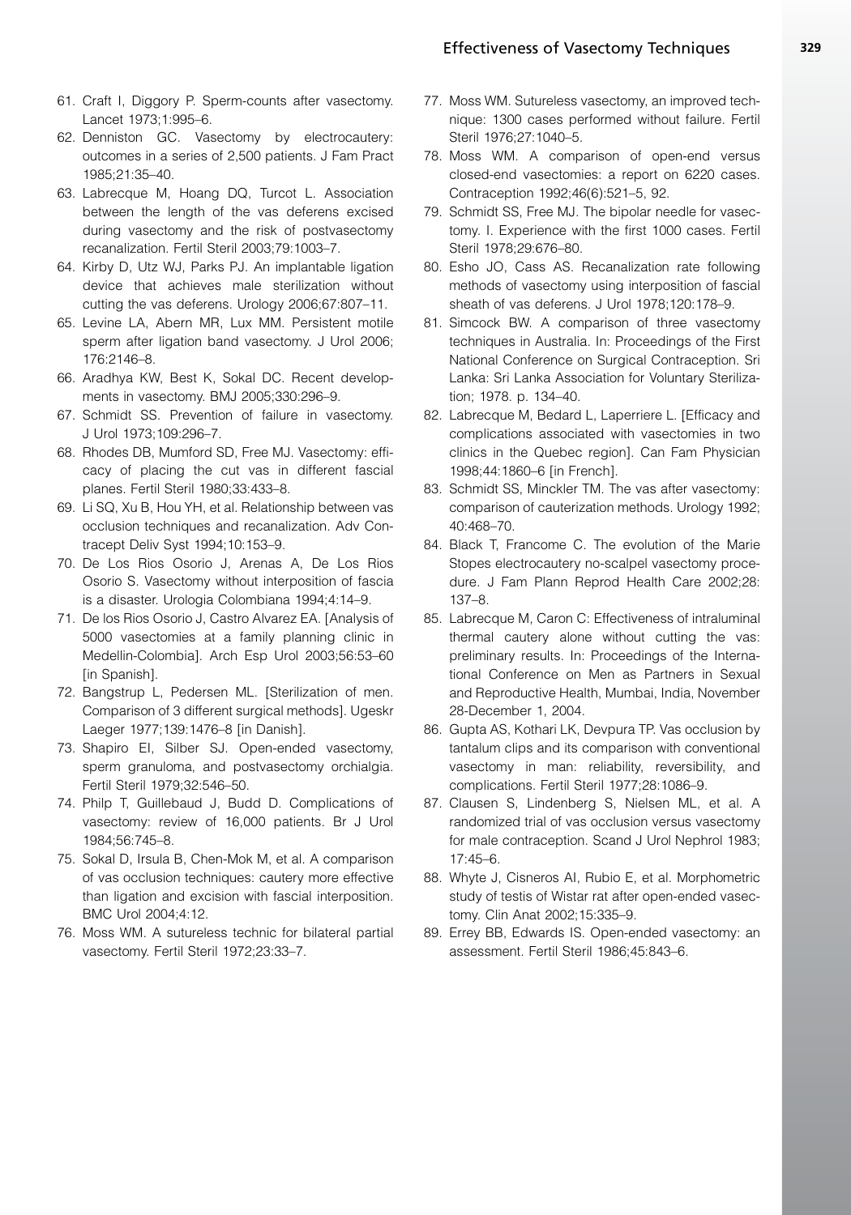61. Craft I, Diggory P. Sperm-counts after vasectomy. Lancet 1973;1:995–6.
62. Denniston GC. Vasectomy by electrocautery: outcomes in a series of 2,500 patients. J Fam Pract 1985;21:35–40.
63. Labrecque M, Hoang DQ, Turcot L. Association between the length of the vas deferens excised during vasectomy and the risk of postvasectomy recanalization. Fertil Steril 2003;79:1003–7.
64. Kirby D, Utz WJ, Parks PJ. An implantable ligation device that achieves male sterilization without cutting the vas deferens. Urology 2006;67:807–11.
65. Levine LA, Abern MR, Lux MM. Persistent motile sperm after ligation band vasectomy. J Urol 2006; 176:2146–8.
66. Aradhya KW, Best K, Sokal DC. Recent developments in vasectomy. BMJ 2005;330:296–9.
67. Schmidt SS. Prevention of failure in vasectomy. J Urol 1973;109:296–7.
68. Rhodes DB, Mumford SD, Free MJ. Vasectomy: efficacy of placing the cut vas in different fascial planes. Fertil Steril 1980;33:433–8.
69. Li SQ, Xu B, Hou YH, et al. Relationship between vas occlusion techniques and recanalization. Adv Contracept Deliv Syst 1994;10:153–9.
70. De Los Rios Osorio J, Arenas A, De Los Rios Osorio S. Vasectomy without interposition of fascia is a disaster. Urologia Colombiana 1994;4:14–9.
71. De los Rios Osorio J, Castro Alvarez EA. [Analysis of 5000 vasectomies at a family planning clinic in Medellin-Colombia]. Arch Esp Urol 2003;56:53–60 [in Spanish].
72. Bangstrup L, Pedersen ML. [Sterilization of men. Comparison of 3 different surgical methods]. Ugeskr Laeger 1977;139:1476–8 [in Danish].
73. Shapiro EI, Silber SJ. Open-ended vasectomy, sperm granuloma, and postvasectomy orchialgia. Fertil Steril 1979;32:546–50.
74. Philp T, Guillebaud J, Budd D. Complications of vasectomy: review of 16,000 patients. Br J Urol 1984;56:745–8.
75. Sokal D, Irsula B, Chen-Mok M, et al. A comparison of vas occlusion techniques: cautery more effective than ligation and excision with fascial interposition. BMC Urol 2004;4:12.
76. Moss WM. A sutureless technic for bilateral partial vasectomy. Fertil Steril 1972;23:33–7.
77. Moss WM. Sutureless vasectomy, an improved technique: 1300 cases performed without failure. Fertil Steril 1976;27:1040–5.
78. Moss WM. A comparison of open-end versus closed-end vasectomies: a report on 6220 cases. Contraception 1992;46(6):521–5, 92.
79. Schmidt SS, Free MJ. The bipolar needle for vasectomy. I. Experience with the first 1000 cases. Fertil Steril 1978;29:676–80.
80. Esho JO, Cass AS. Recanalization rate following methods of vasectomy using interposition of fascial sheath of vas deferens. J Urol 1978;120:178–9.
81. Simcock BW. A comparison of three vasectomy techniques in Australia. In: Proceedings of the First National Conference on Surgical Contraception. Sri Lanka: Sri Lanka Association for Voluntary Sterilization; 1978. p. 134–40.
82. Labrecque M, Bedard L, Laperriere L. [Efficacy and complications associated with vasectomies in two clinics in the Quebec region]. Can Fam Physician 1998;44:1860–6 [in French].
83. Schmidt SS, Minckler TM. The vas after vasectomy: comparison of cauterization methods. Urology 1992; 40:468–70.
84. Black T, Francome C. The evolution of the Marie Stopes electrocautery no-scalpel vasectomy procedure. J Fam Plann Reprod Health Care 2002;28: 137–8.
85. Labrecque M, Caron C: Effectiveness of intraluminal thermal cautery alone without cutting the vas: preliminary results. In: Proceedings of the International Conference on Men as Partners in Sexual and Reproductive Health, Mumbai, India, November 28-December 1, 2004.
86. Gupta AS, Kothari LK, Devpura TP. Vas occlusion by tantalum clips and its comparison with conventional vasectomy in man: reliability, reversibility, and complications. Fertil Steril 1977;28:1086–9.
87. Clausen S, Lindenberg S, Nielsen ML, et al. A randomized trial of vas occlusion versus vasectomy for male contraception. Scand J Urol Nephrol 1983; 17:45–6.
88. Whyte J, Cisneros AI, Rubio E, et al. Morphometric study of testis of Wistar rat after open-ended vasectomy. Clin Anat 2002;15:335–9.
89. Errey BB, Edwards IS. Open-ended vasectomy: an assessment. Fertil Steril 1986;45:843–6.